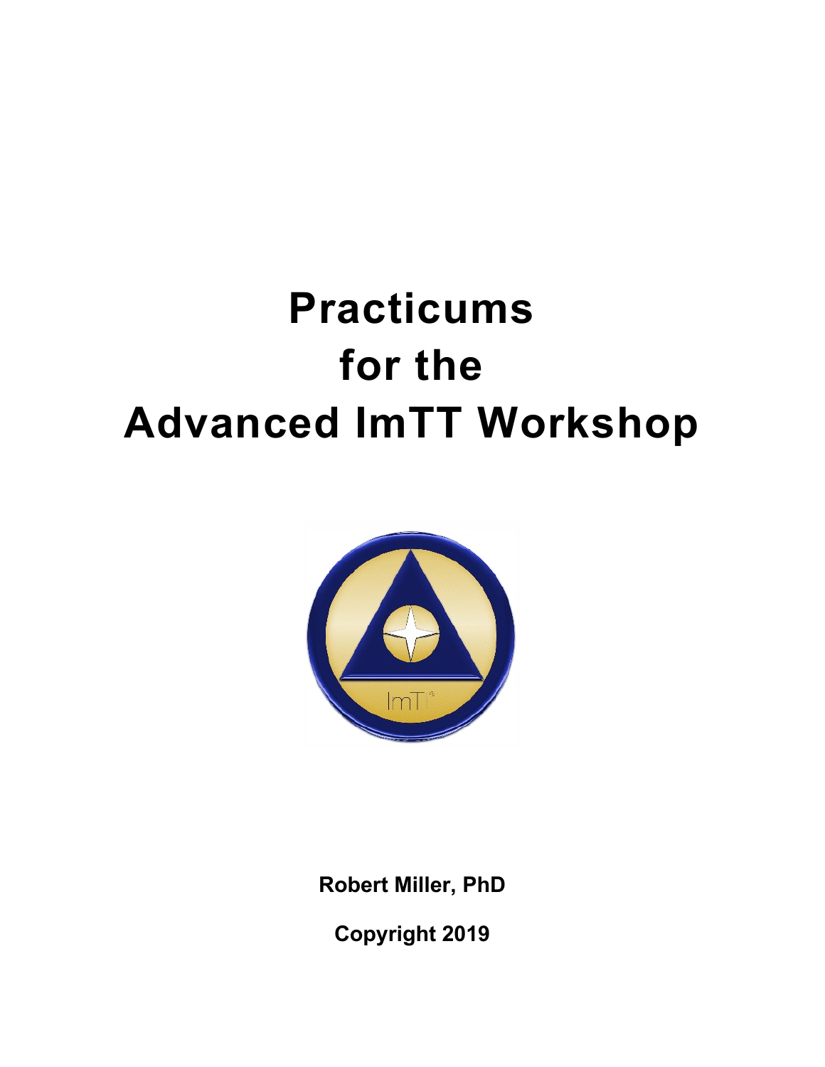# Practicums for the Advanced ImTT Workshop

**Robert Miller, PhD**

**Copyright 2019**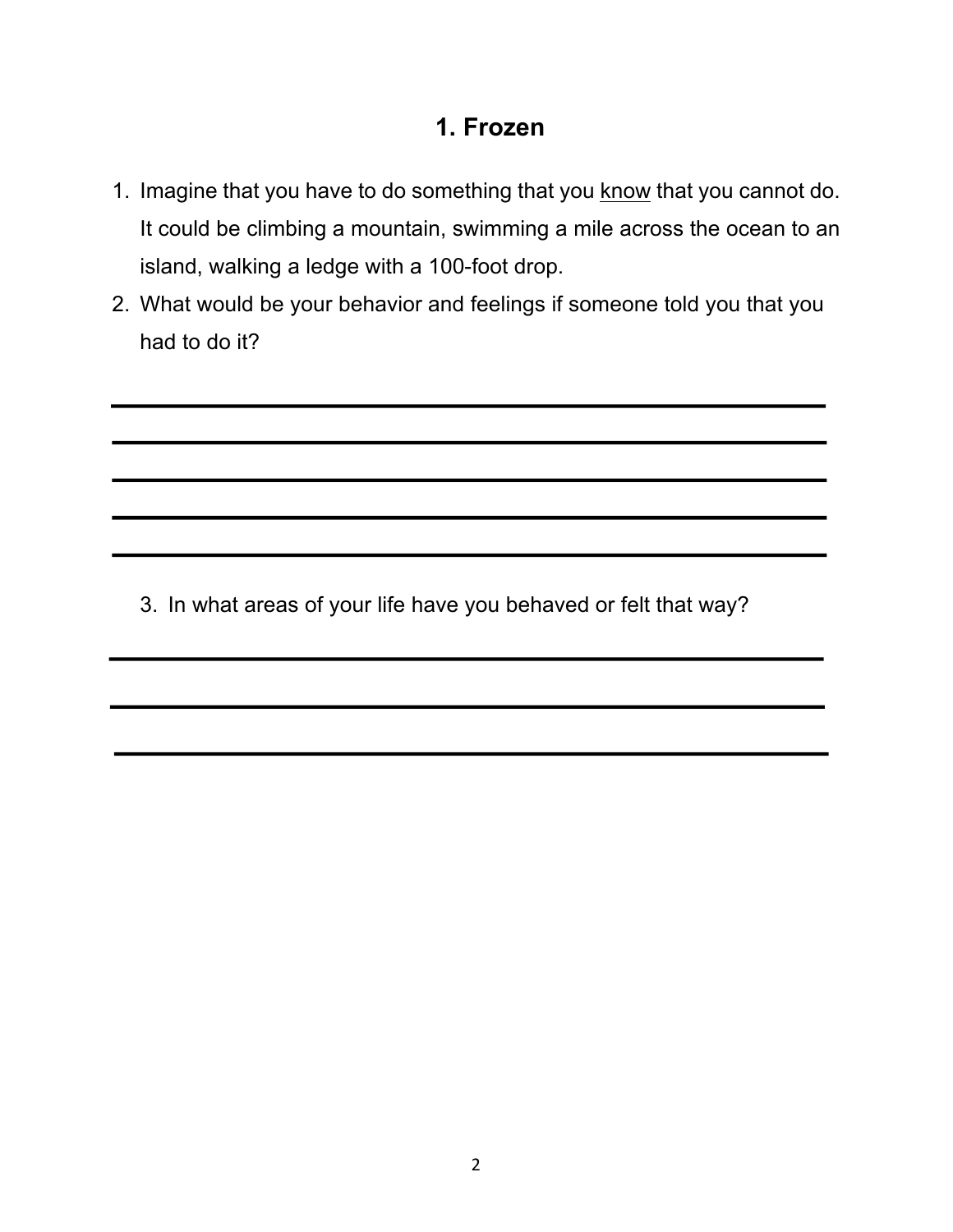# 1. Frozen

1. Imagine that you have to do something that you <u>know</u> that you cannot do. It could be climbing a mountain, swimming a mile across the ocean to an island, walking a ledge with a 100-foot drop.
2. What would be your behavior and feelings if someone told you that you had to do it?

______________________________________________________________

______________________________________________________________

______________________________________________________________

______________________________________________________________

______________________________________________________________

3. In what areas of your life have you behaved or felt that way?

______________________________________________________________

______________________________________________________________

______________________________________________________________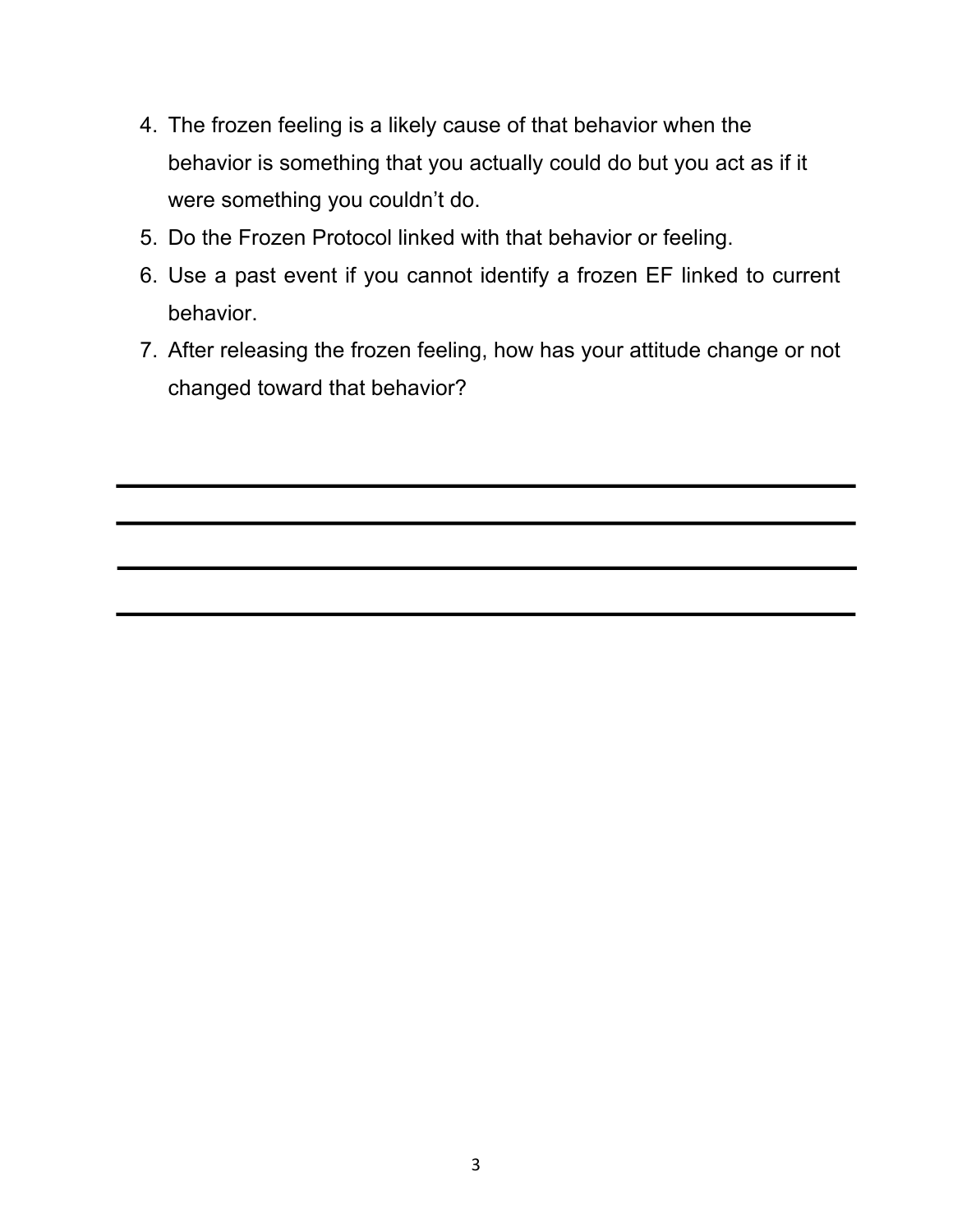4. The frozen feeling is a likely cause of that behavior when the behavior is something that you actually could do but you act as if it were something you couldn't do.
5. Do the Frozen Protocol linked with that behavior or feeling.
6. Use a past event if you cannot identify a frozen EF linked to current behavior.
7. After releasing the frozen feeling, how has your attitude change or not changed toward that behavior?

---

---

---

---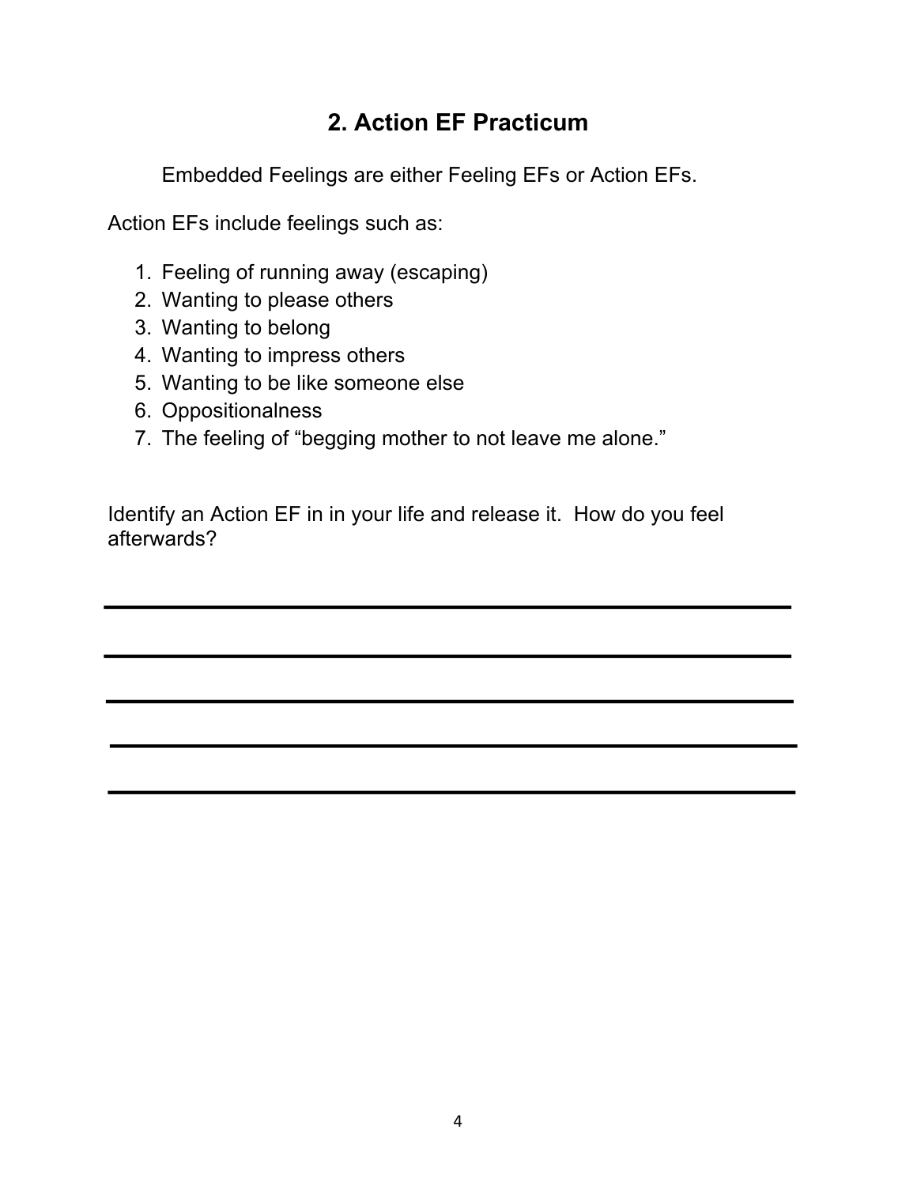## 2. Action EF Practicum

Embedded Feelings are either Feeling EFs or Action EFs.

Action EFs include feelings such as:

1. Feeling of running away (escaping)
2. Wanting to please others
3. Wanting to belong
4. Wanting to impress others
5. Wanting to be like someone else
6. Oppositionalness
7. The feeling of “begging mother to not leave me alone.”

Identify an Action EF in in your life and release it. How do you feel afterwards?

\_\_\_\_\_\_\_\_\_\_\_\_\_\_\_\_\_\_\_\_\_\_\_\_\_\_\_\_\_\_\_\_\_\_\_\_\_\_\_\_\_\_\_\_\_\_\_\_\_\_\_\_\_\_\_\_

\_\_\_\_\_\_\_\_\_\_\_\_\_\_\_\_\_\_\_\_\_\_\_\_\_\_\_\_\_\_\_\_\_\_\_\_\_\_\_\_\_\_\_\_\_\_\_\_\_\_\_\_\_\_\_\_

\_\_\_\_\_\_\_\_\_\_\_\_\_\_\_\_\_\_\_\_\_\_\_\_\_\_\_\_\_\_\_\_\_\_\_\_\_\_\_\_\_\_\_\_\_\_\_\_\_\_\_\_\_\_\_\_

\_\_\_\_\_\_\_\_\_\_\_\_\_\_\_\_\_\_\_\_\_\_\_\_\_\_\_\_\_\_\_\_\_\_\_\_\_\_\_\_\_\_\_\_\_\_\_\_\_\_\_\_\_\_\_\_

\_\_\_\_\_\_\_\_\_\_\_\_\_\_\_\_\_\_\_\_\_\_\_\_\_\_\_\_\_\_\_\_\_\_\_\_\_\_\_\_\_\_\_\_\_\_\_\_\_\_\_\_\_\_\_\_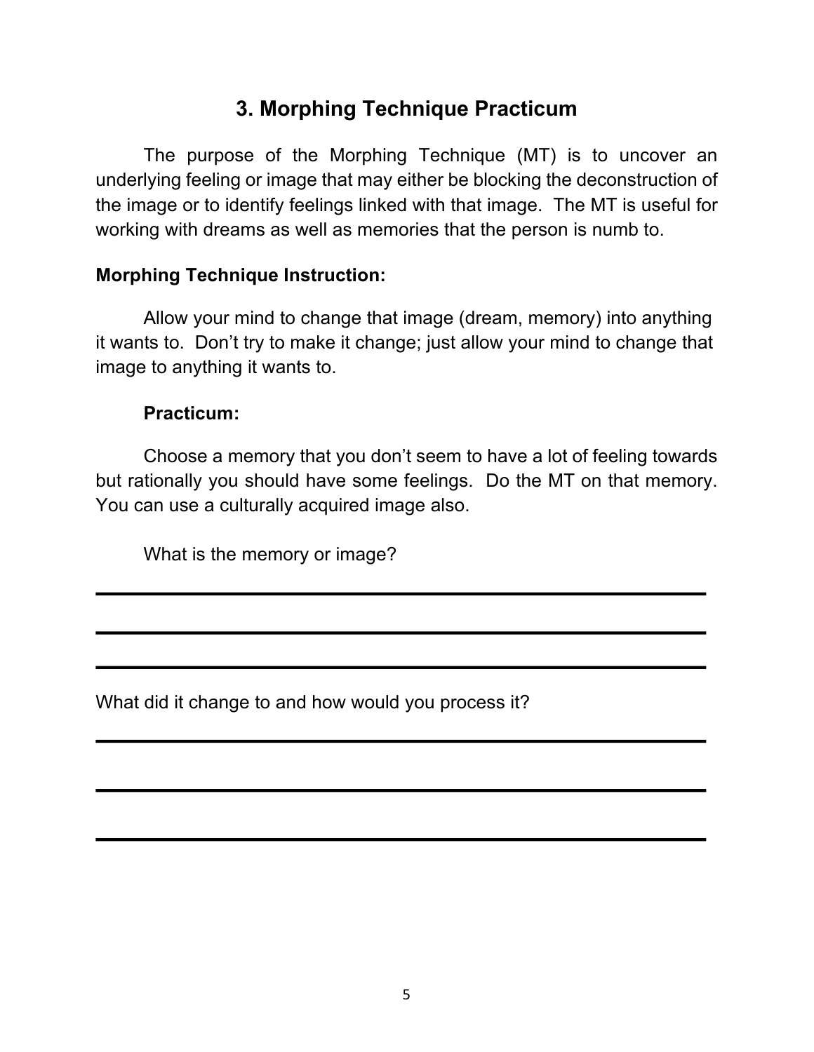## 3. Morphing Technique Practicum

The purpose of the Morphing Technique (MT) is to uncover an underlying feeling or image that may either be blocking the deconstruction of the image or to identify feelings linked with that image. The MT is useful for working with dreams as well as memories that the person is numb to.

**Morphing Technique Instruction:**

Allow your mind to change that image (dream, memory) into anything it wants to. Don't try to make it change; just allow your mind to change that image to anything it wants to.

**Practicum:**

Choose a memory that you don't seem to have a lot of feeling towards but rationally you should have some feelings. Do the MT on that memory. You can use a culturally acquired image also.

What is the memory or image?

\_\_\_\_\_\_\_\_\_\_\_\_\_\_\_\_\_\_\_\_\_\_\_\_\_\_\_\_\_\_\_\_\_\_\_\_\_\_\_\_\_\_\_\_\_\_\_\_\_\_\_\_\_\_\_\_

\_\_\_\_\_\_\_\_\_\_\_\_\_\_\_\_\_\_\_\_\_\_\_\_\_\_\_\_\_\_\_\_\_\_\_\_\_\_\_\_\_\_\_\_\_\_\_\_\_\_\_\_\_\_\_\_

\_\_\_\_\_\_\_\_\_\_\_\_\_\_\_\_\_\_\_\_\_\_\_\_\_\_\_\_\_\_\_\_\_\_\_\_\_\_\_\_\_\_\_\_\_\_\_\_\_\_\_\_\_\_\_\_

What did it change to and how would you process it?

\_\_\_\_\_\_\_\_\_\_\_\_\_\_\_\_\_\_\_\_\_\_\_\_\_\_\_\_\_\_\_\_\_\_\_\_\_\_\_\_\_\_\_\_\_\_\_\_\_\_\_\_\_\_\_\_

\_\_\_\_\_\_\_\_\_\_\_\_\_\_\_\_\_\_\_\_\_\_\_\_\_\_\_\_\_\_\_\_\_\_\_\_\_\_\_\_\_\_\_\_\_\_\_\_\_\_\_\_\_\_\_\_

\_\_\_\_\_\_\_\_\_\_\_\_\_\_\_\_\_\_\_\_\_\_\_\_\_\_\_\_\_\_\_\_\_\_\_\_\_\_\_\_\_\_\_\_\_\_\_\_\_\_\_\_\_\_\_\_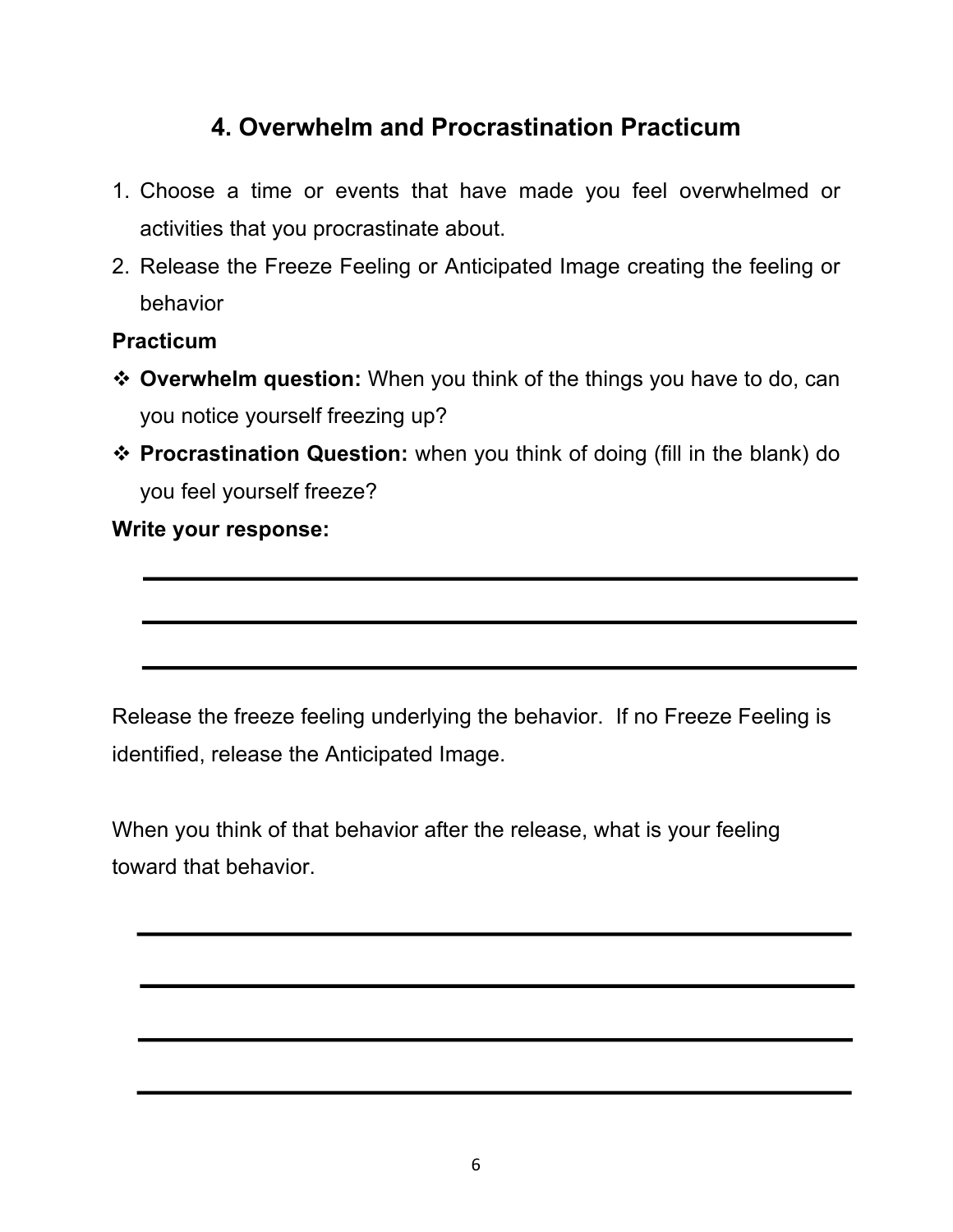## 4. Overwhelm and Procrastination Practicum

1. Choose a time or events that have made you feel overwhelmed or activities that you procrastinate about.
2. Release the Freeze Feeling or Anticipated Image creating the feeling or behavior

**Practicum**

- **Overwhelm question:** When you think of the things you have to do, can you notice yourself freezing up?
- **Procrastination Question:** when you think of doing (fill in the blank) do you feel yourself freeze?

**Write your response:**

___

___

___

Release the freeze feeling underlying the behavior. If no Freeze Feeling is identified, release the Anticipated Image.

When you think of that behavior after the release, what is your feeling toward that behavior.

___

___

___

___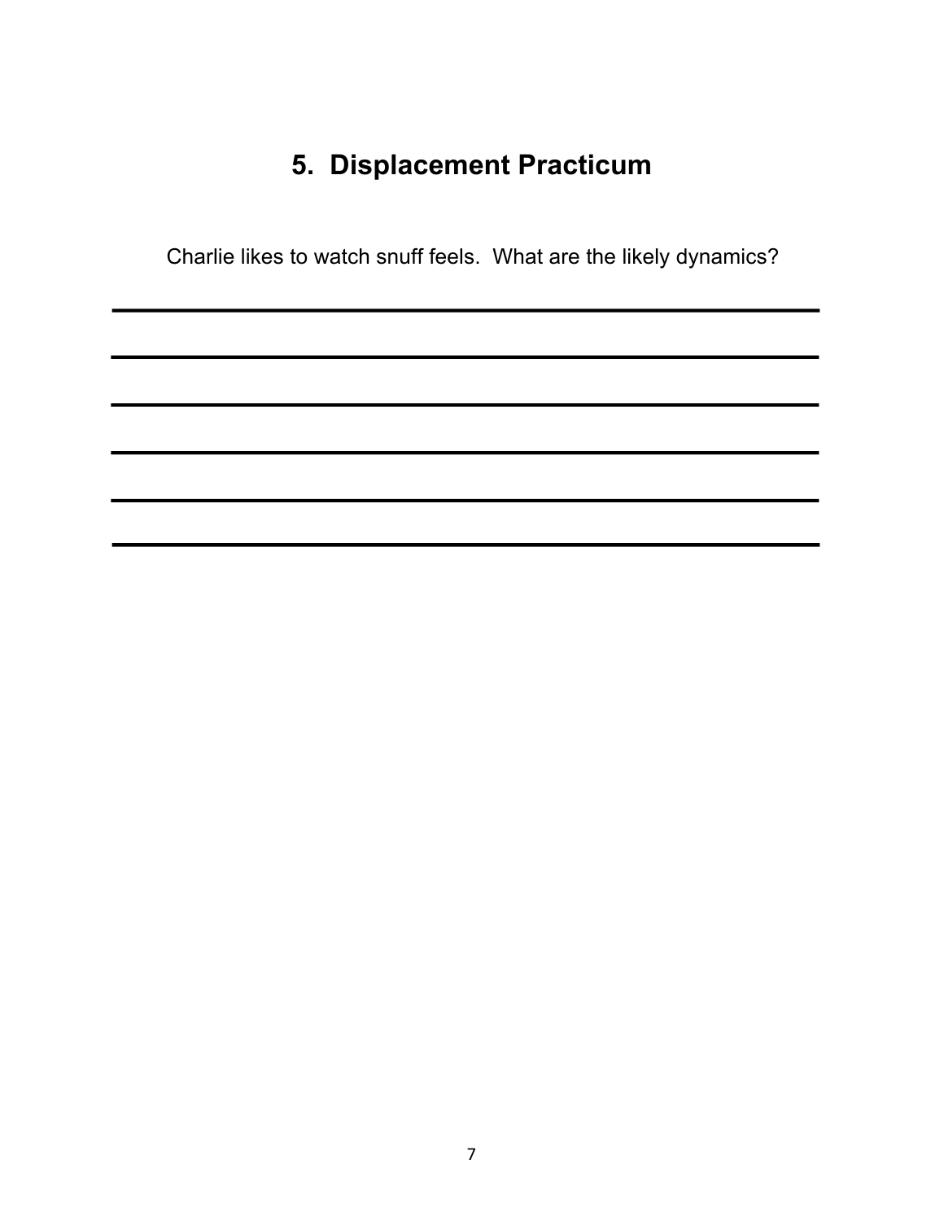# 5. Displacement Practicum

Charlie likes to watch snuff feels. What are the likely dynamics?

\_\_\_\_\_\_\_\_\_\_\_\_\_\_\_\_\_\_\_\_\_\_\_\_\_\_\_\_\_\_\_\_\_\_\_\_\_\_\_\_\_\_\_\_\_\_\_\_\_\_\_\_\_\_\_\_\_\_\_\_

\_\_\_\_\_\_\_\_\_\_\_\_\_\_\_\_\_\_\_\_\_\_\_\_\_\_\_\_\_\_\_\_\_\_\_\_\_\_\_\_\_\_\_\_\_\_\_\_\_\_\_\_\_\_\_\_\_\_\_\_

\_\_\_\_\_\_\_\_\_\_\_\_\_\_\_\_\_\_\_\_\_\_\_\_\_\_\_\_\_\_\_\_\_\_\_\_\_\_\_\_\_\_\_\_\_\_\_\_\_\_\_\_\_\_\_\_\_\_\_\_

\_\_\_\_\_\_\_\_\_\_\_\_\_\_\_\_\_\_\_\_\_\_\_\_\_\_\_\_\_\_\_\_\_\_\_\_\_\_\_\_\_\_\_\_\_\_\_\_\_\_\_\_\_\_\_\_\_\_\_\_

\_\_\_\_\_\_\_\_\_\_\_\_\_\_\_\_\_\_\_\_\_\_\_\_\_\_\_\_\_\_\_\_\_\_\_\_\_\_\_\_\_\_\_\_\_\_\_\_\_\_\_\_\_\_\_\_\_\_\_\_

\_\_\_\_\_\_\_\_\_\_\_\_\_\_\_\_\_\_\_\_\_\_\_\_\_\_\_\_\_\_\_\_\_\_\_\_\_\_\_\_\_\_\_\_\_\_\_\_\_\_\_\_\_\_\_\_\_\_\_\_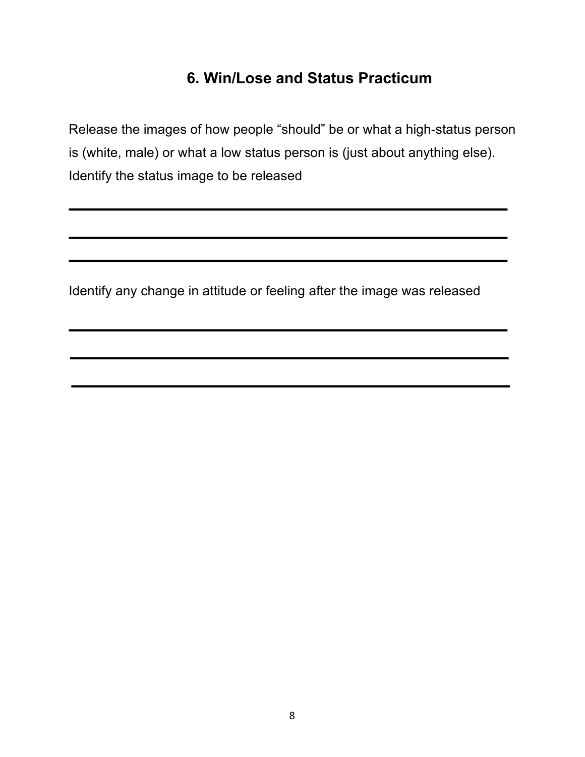## 6. Win/Lose and Status Practicum

Release the images of how people “should” be or what a high-status person is (white, male) or what a low status person is (just about anything else). Identify the status image to be released

\_\_\_\_\_\_\_\_\_\_\_\_\_\_\_\_\_\_\_\_\_\_\_\_\_\_\_\_\_\_\_\_\_\_\_\_\_\_\_\_\_\_\_\_\_\_\_\_\_\_

\_\_\_\_\_\_\_\_\_\_\_\_\_\_\_\_\_\_\_\_\_\_\_\_\_\_\_\_\_\_\_\_\_\_\_\_\_\_\_\_\_\_\_\_\_\_\_\_\_\_

\_\_\_\_\_\_\_\_\_\_\_\_\_\_\_\_\_\_\_\_\_\_\_\_\_\_\_\_\_\_\_\_\_\_\_\_\_\_\_\_\_\_\_\_\_\_\_\_\_\_

Identify any change in attitude or feeling after the image was released

\_\_\_\_\_\_\_\_\_\_\_\_\_\_\_\_\_\_\_\_\_\_\_\_\_\_\_\_\_\_\_\_\_\_\_\_\_\_\_\_\_\_\_\_\_\_\_\_\_\_

\_\_\_\_\_\_\_\_\_\_\_\_\_\_\_\_\_\_\_\_\_\_\_\_\_\_\_\_\_\_\_\_\_\_\_\_\_\_\_\_\_\_\_\_\_\_\_\_\_\_

\_\_\_\_\_\_\_\_\_\_\_\_\_\_\_\_\_\_\_\_\_\_\_\_\_\_\_\_\_\_\_\_\_\_\_\_\_\_\_\_\_\_\_\_\_\_\_\_\_\_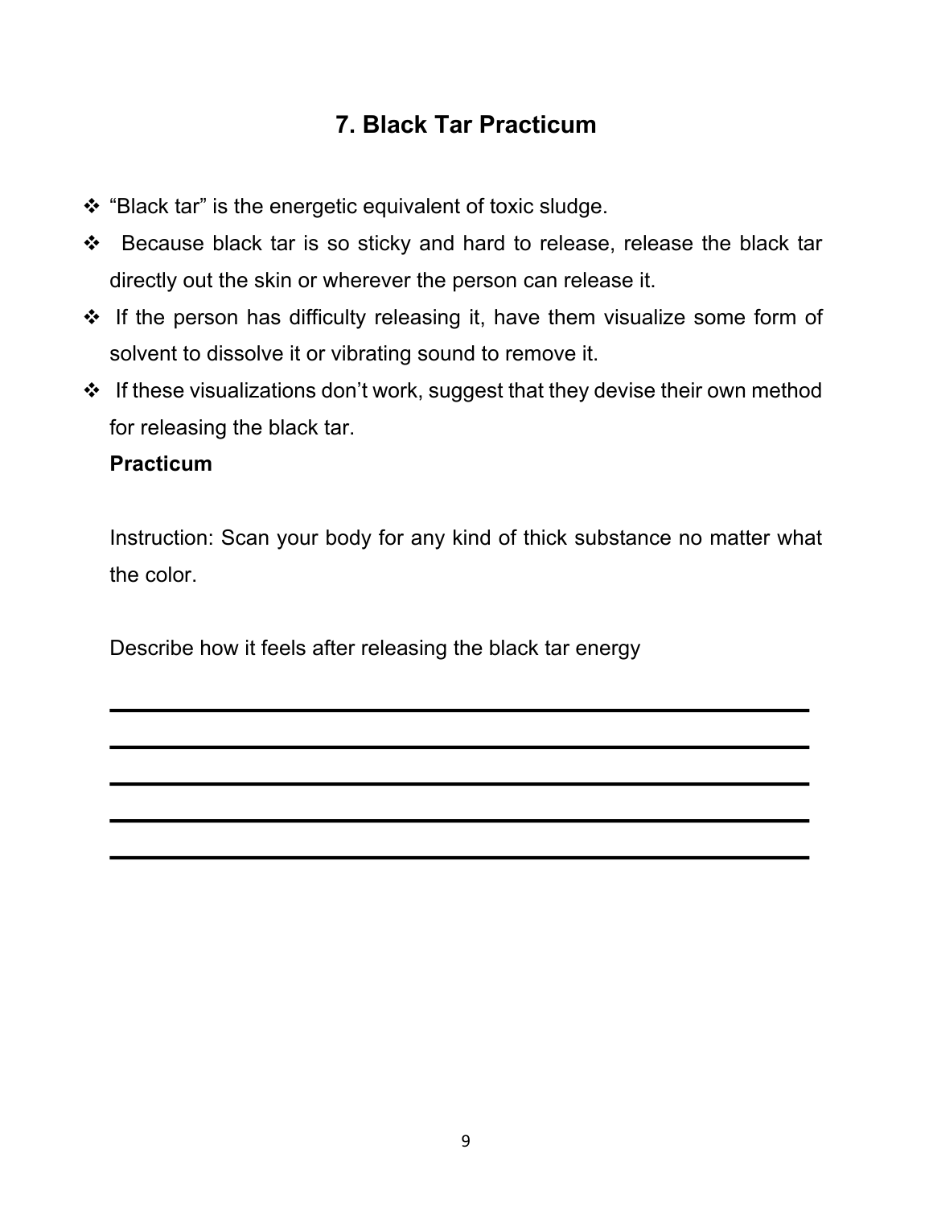## 7. Black Tar Practicum

- "Black tar" is the energetic equivalent of toxic sludge.
- Because black tar is so sticky and hard to release, release the black tar directly out the skin or wherever the person can release it.
- If the person has difficulty releasing it, have them visualize some form of solvent to dissolve it or vibrating sound to remove it.
- If these visualizations don't work, suggest that they devise their own method for releasing the black tar.

**Practicum**

Instruction: Scan your body for any kind of thick substance no matter what the color.

Describe how it feels after releasing the black tar energy

______________________________________________________________

______________________________________________________________

______________________________________________________________

______________________________________________________________

______________________________________________________________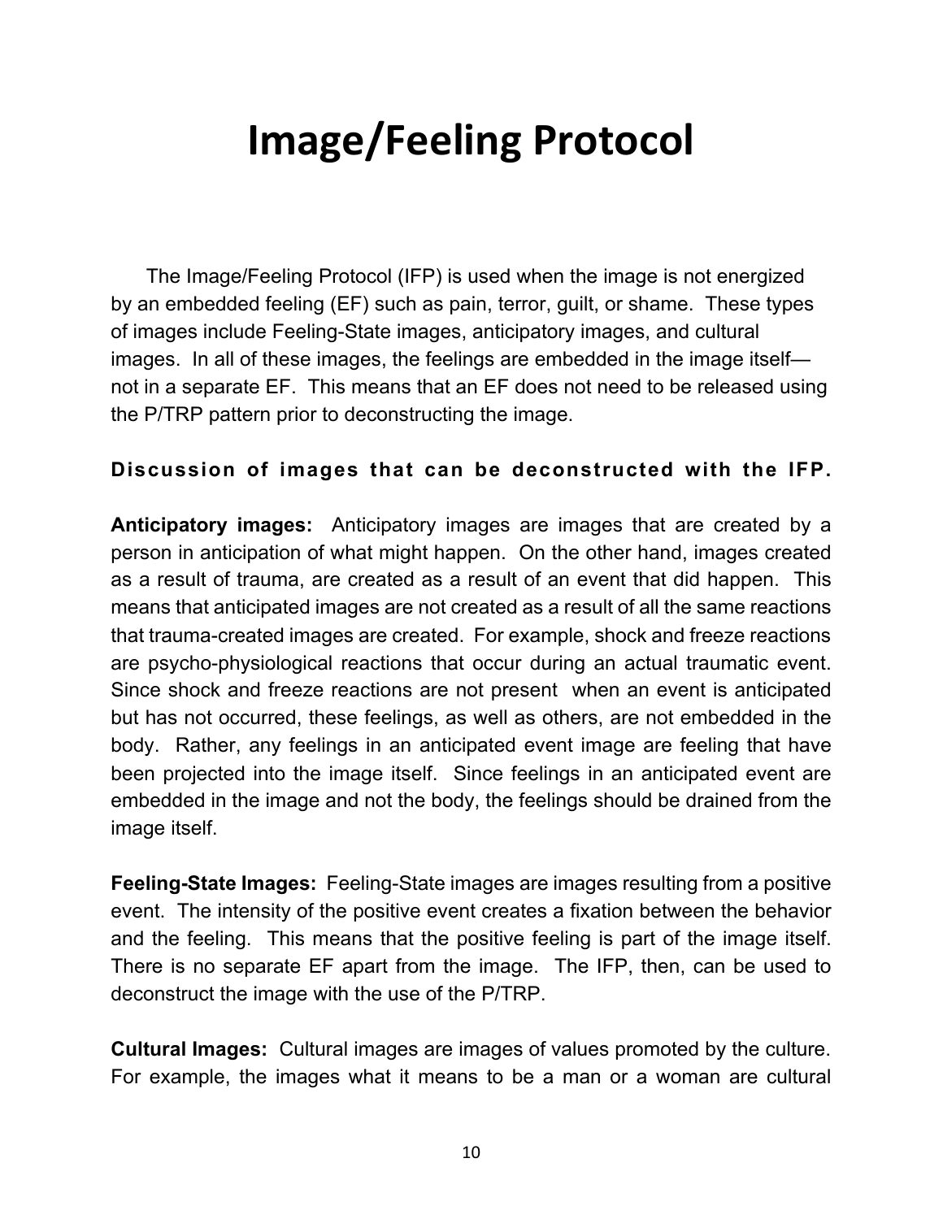# Image/Feeling Protocol

The Image/Feeling Protocol (IFP) is used when the image is not energized by an embedded feeling (EF) such as pain, terror, guilt, or shame. These types of images include Feeling-State images, anticipatory images, and cultural images. In all of these images, the feelings are embedded in the image itself—not in a separate EF. This means that an EF does not need to be released using the P/TRP pattern prior to deconstructing the image.

**Discussion of images that can be deconstructed with the IFP.**

**Anticipatory images:** Anticipatory images are images that are created by a person in anticipation of what might happen. On the other hand, images created as a result of trauma, are created as a result of an event that did happen. This means that anticipated images are not created as a result of all the same reactions that trauma-created images are created. For example, shock and freeze reactions are psycho-physiological reactions that occur during an actual traumatic event. Since shock and freeze reactions are not present when an event is anticipated but has not occurred, these feelings, as well as others, are not embedded in the body. Rather, any feelings in an anticipated event image are feeling that have been projected into the image itself. Since feelings in an anticipated event are embedded in the image and not the body, the feelings should be drained from the image itself.

**Feeling-State Images:** Feeling-State images are images resulting from a positive event. The intensity of the positive event creates a fixation between the behavior and the feeling. This means that the positive feeling is part of the image itself. There is no separate EF apart from the image. The IFP, then, can be used to deconstruct the image with the use of the P/TRP.

**Cultural Images:** Cultural images are images of values promoted by the culture. For example, the images what it means to be a man or a woman are cultural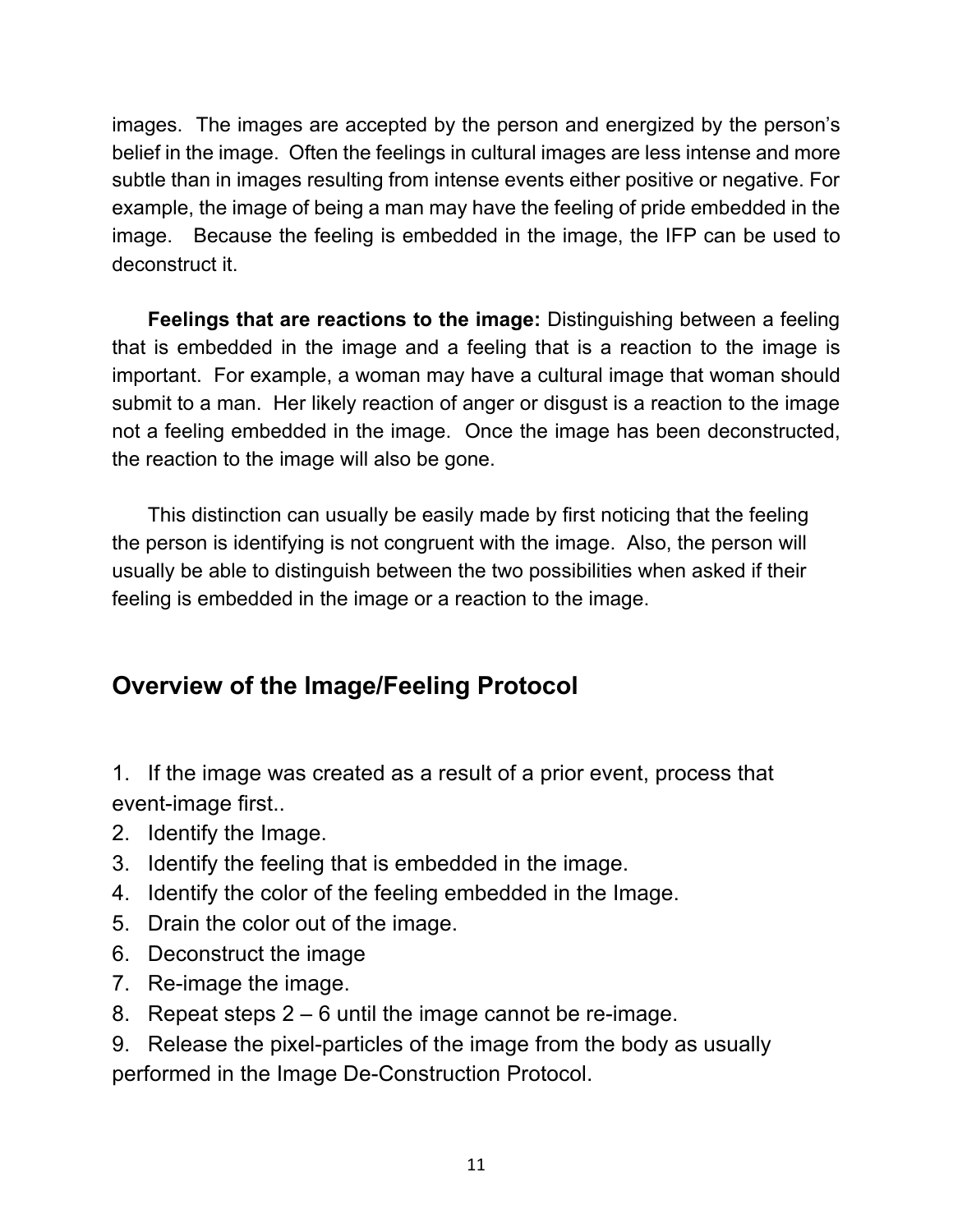images. The images are accepted by the person and energized by the person's belief in the image. Often the feelings in cultural images are less intense and more subtle than in images resulting from intense events either positive or negative. For example, the image of being a man may have the feeling of pride embedded in the image. Because the feeling is embedded in the image, the IFP can be used to deconstruct it.

**Feelings that are reactions to the image:** Distinguishing between a feeling that is embedded in the image and a feeling that is a reaction to the image is important. For example, a woman may have a cultural image that woman should submit to a man. Her likely reaction of anger or disgust is a reaction to the image not a feeling embedded in the image. Once the image has been deconstructed, the reaction to the image will also be gone.

This distinction can usually be easily made by first noticing that the feeling the person is identifying is not congruent with the image. Also, the person will usually be able to distinguish between the two possibilities when asked if their feeling is embedded in the image or a reaction to the image.

## Overview of the Image/Feeling Protocol

1. If the image was created as a result of a prior event, process that event-image first..
2. Identify the Image.
3. Identify the feeling that is embedded in the image.
4. Identify the color of the feeling embedded in the Image.
5. Drain the color out of the image.
6. Deconstruct the image
7. Re-image the image.
8. Repeat steps 2 – 6 until the image cannot be re-image.
9. Release the pixel-particles of the image from the body as usually performed in the Image De-Construction Protocol.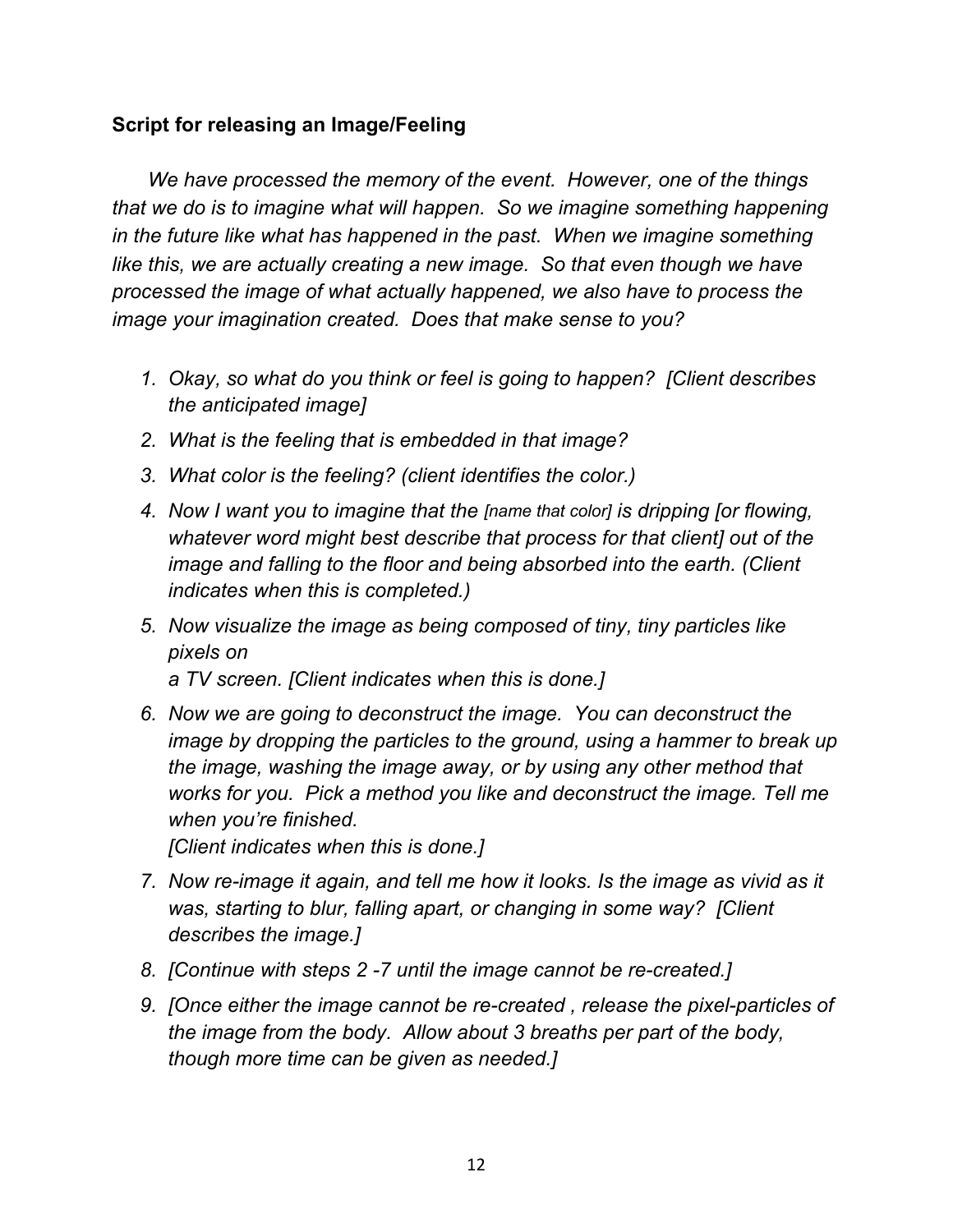**Script for releasing an Image/Feeling**

*We have processed the memory of the event. However, one of the things that we do is to imagine what will happen. So we imagine something happening in the future like what has happened in the past. When we imagine something like this, we are actually creating a new image. So that even though we have processed the image of what actually happened, we also have to process the image your imagination created. Does that make sense to you?*

1. *Okay, so what do you think or feel is going to happen? [Client describes the anticipated image]*
2. *What is the feeling that is embedded in that image?*
3. *What color is the feeling? (client identifies the color.)*
4. *Now I want you to imagine that the [name that color] is dripping [or flowing, whatever word might best describe that process for that client] out of the image and falling to the floor and being absorbed into the earth. (Client indicates when this is completed.)*
5. *Now visualize the image as being composed of tiny, tiny particles like pixels on a TV screen. [Client indicates when this is done.]*
6. *Now we are going to deconstruct the image. You can deconstruct the image by dropping the particles to the ground, using a hammer to break up the image, washing the image away, or by using any other method that works for you. Pick a method you like and deconstruct the image. Tell me when you're finished. [Client indicates when this is done.]*
7. *Now re-image it again, and tell me how it looks. Is the image as vivid as it was, starting to blur, falling apart, or changing in some way? [Client describes the image.]*
8. *[Continue with steps 2 -7 until the image cannot be re-created.]*
9. *[Once either the image cannot be re-created , release the pixel-particles of the image from the body. Allow about 3 breaths per part of the body, though more time can be given as needed.]*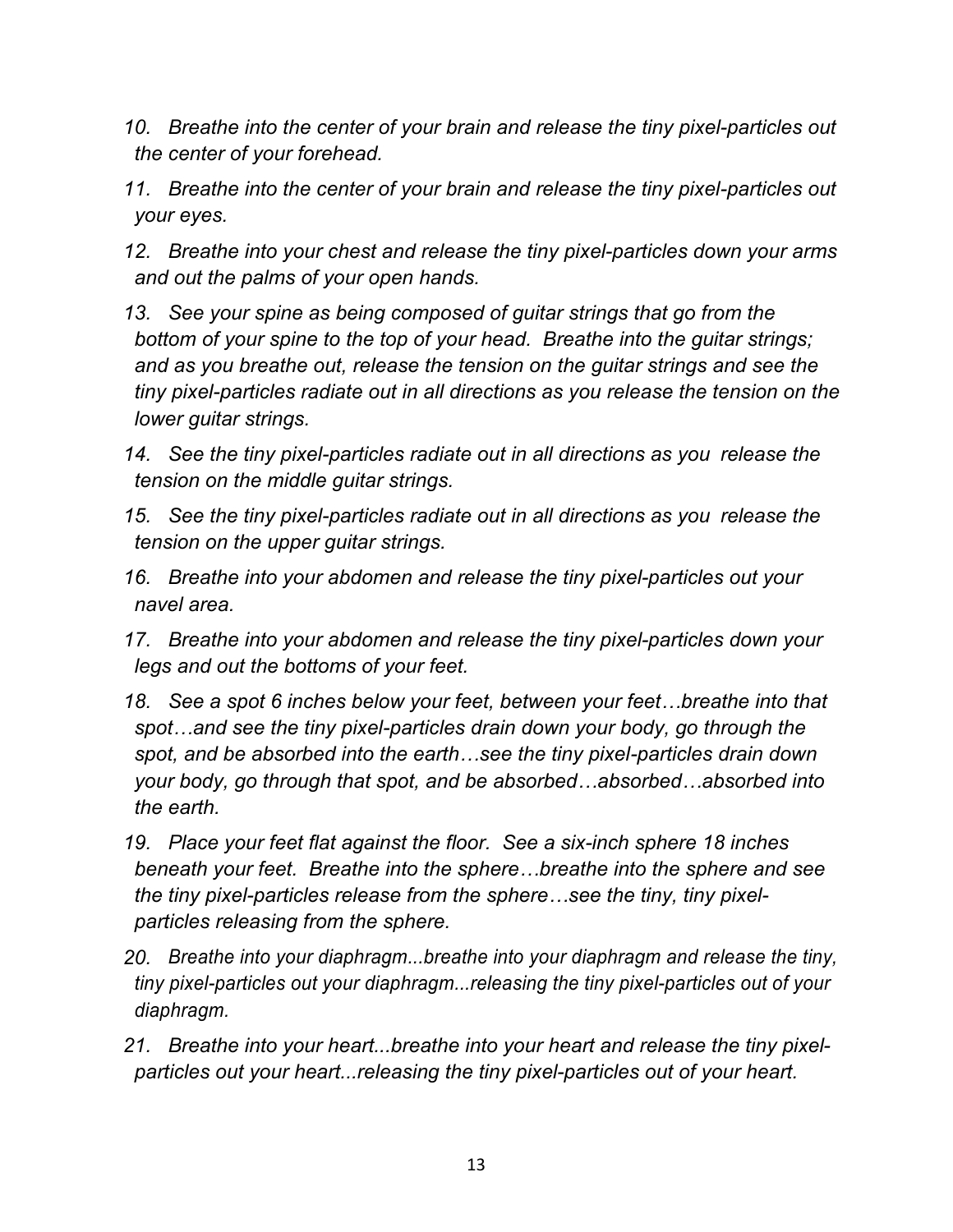10. *Breathe into the center of your brain and release the tiny pixel-particles out the center of your forehead.*

11. *Breathe into the center of your brain and release the tiny pixel-particles out your eyes.*

12. *Breathe into your chest and release the tiny pixel-particles down your arms and out the palms of your open hands.*

13. *See your spine as being composed of guitar strings that go from the bottom of your spine to the top of your head. Breathe into the guitar strings; and as you breathe out, release the tension on the guitar strings and see the tiny pixel-particles radiate out in all directions as you release the tension on the lower guitar strings.*

14. *See the tiny pixel-particles radiate out in all directions as you release the tension on the middle guitar strings.*

15. *See the tiny pixel-particles radiate out in all directions as you release the tension on the upper guitar strings.*

16. *Breathe into your abdomen and release the tiny pixel-particles out your navel area.*

17. *Breathe into your abdomen and release the tiny pixel-particles down your legs and out the bottoms of your feet.*

18. *See a spot 6 inches below your feet, between your feet…breathe into that spot…and see the tiny pixel-particles drain down your body, go through the spot, and be absorbed into the earth…see the tiny pixel-particles drain down your body, go through that spot, and be absorbed…absorbed…absorbed into the earth.*

19. *Place your feet flat against the floor. See a six-inch sphere 18 inches beneath your feet. Breathe into the sphere…breathe into the sphere and see the tiny pixel-particles release from the sphere…see the tiny, tiny pixel-particles releasing from the sphere.*

20. *Breathe into your diaphragm...breathe into your diaphragm and release the tiny, tiny pixel-particles out your diaphragm...releasing the tiny pixel-particles out of your diaphragm.*

21. *Breathe into your heart...breathe into your heart and release the tiny pixel-particles out your heart...releasing the tiny pixel-particles out of your heart.*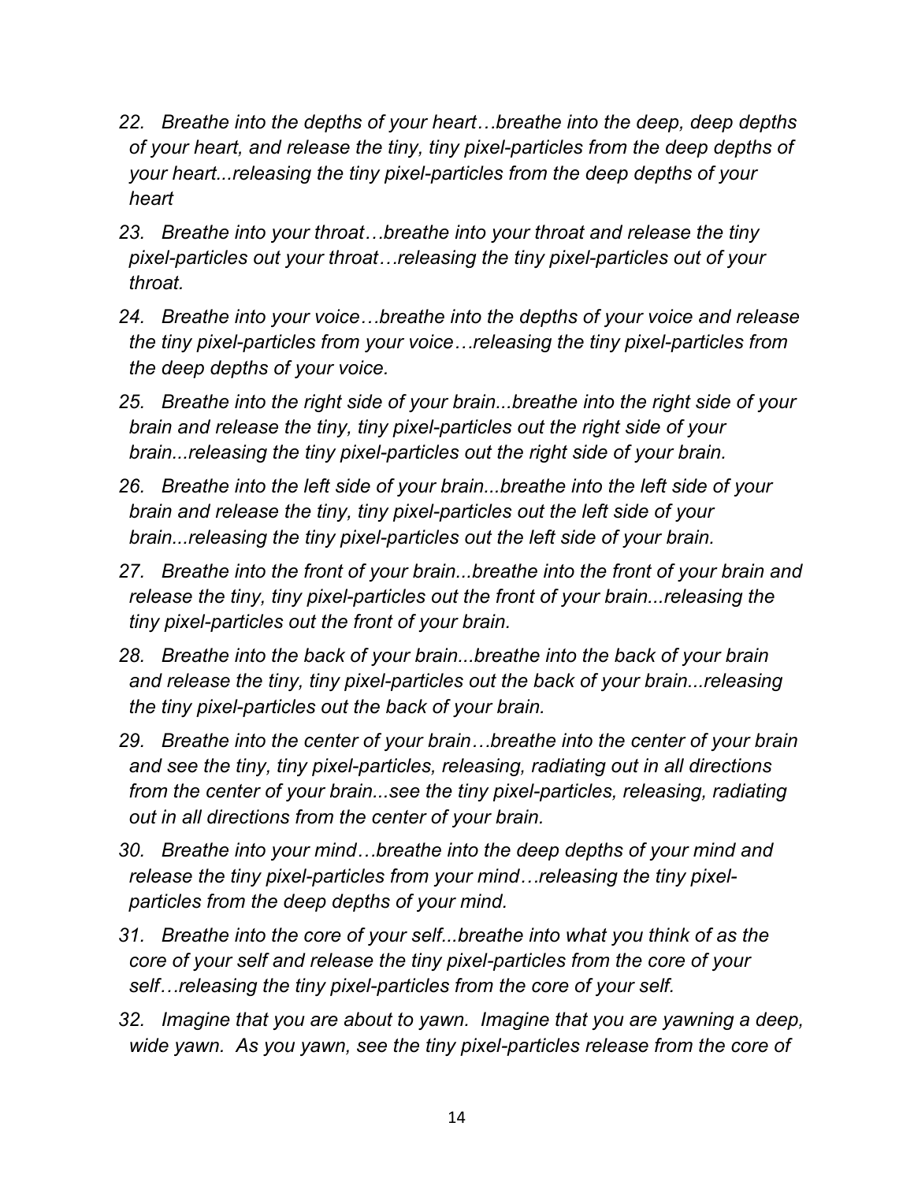22. *Breathe into the depths of your heart…breathe into the deep, deep depths of your heart, and release the tiny, tiny pixel-particles from the deep depths of your heart...releasing the tiny pixel-particles from the deep depths of your heart*

23. *Breathe into your throat…breathe into your throat and release the tiny pixel-particles out your throat…releasing the tiny pixel-particles out of your throat.*

24. *Breathe into your voice…breathe into the depths of your voice and release the tiny pixel-particles from your voice…releasing the tiny pixel-particles from the deep depths of your voice.*

25. *Breathe into the right side of your brain...breathe into the right side of your brain and release the tiny, tiny pixel-particles out the right side of your brain...releasing the tiny pixel-particles out the right side of your brain.*

26. *Breathe into the left side of your brain...breathe into the left side of your brain and release the tiny, tiny pixel-particles out the left side of your brain...releasing the tiny pixel-particles out the left side of your brain.*

27. *Breathe into the front of your brain...breathe into the front of your brain and release the tiny, tiny pixel-particles out the front of your brain...releasing the tiny pixel-particles out the front of your brain.*

28. *Breathe into the back of your brain...breathe into the back of your brain and release the tiny, tiny pixel-particles out the back of your brain...releasing the tiny pixel-particles out the back of your brain.*

29. *Breathe into the center of your brain…breathe into the center of your brain and see the tiny, tiny pixel-particles, releasing, radiating out in all directions from the center of your brain...see the tiny pixel-particles, releasing, radiating out in all directions from the center of your brain.*

30. *Breathe into your mind…breathe into the deep depths of your mind and release the tiny pixel-particles from your mind…releasing the tiny pixel-particles from the deep depths of your mind.*

31. *Breathe into the core of your self...breathe into what you think of as the core of your self and release the tiny pixel-particles from the core of your self…releasing the tiny pixel-particles from the core of your self.*

32. *Imagine that you are about to yawn. Imagine that you are yawning a deep, wide yawn. As you yawn, see the tiny pixel-particles release from the core of*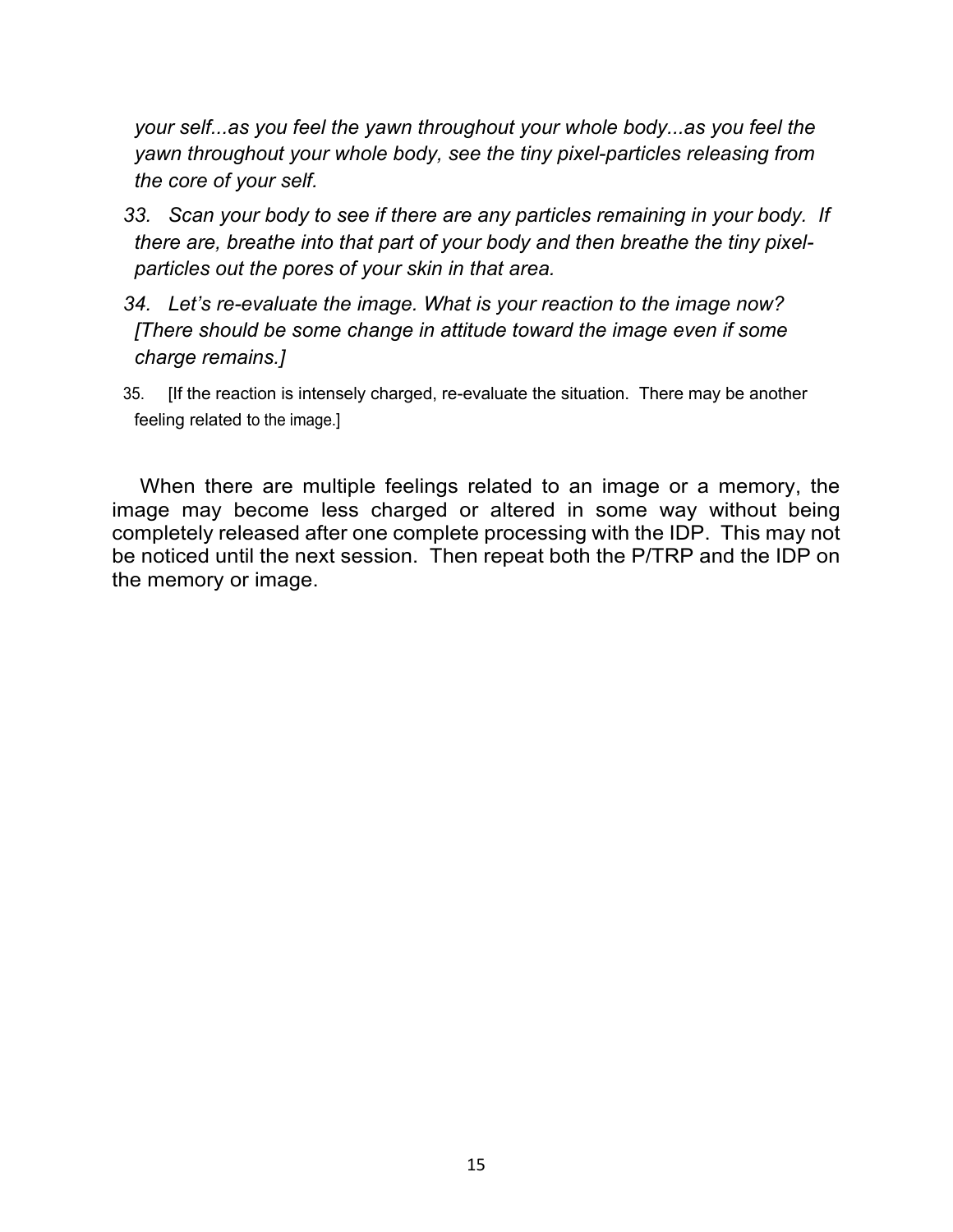*your self...as you feel the yawn throughout your whole body...as you feel the yawn throughout your whole body, see the tiny pixel-particles releasing from the core of your self.*

33. *Scan your body to see if there are any particles remaining in your body. If there are, breathe into that part of your body and then breathe the tiny pixel-particles out the pores of your skin in that area.*

34. *Let's re-evaluate the image. What is your reaction to the image now? [There should be some change in attitude toward the image even if some charge remains.]*

35. [If the reaction is intensely charged, re-evaluate the situation. There may be another feeling related to the image.]

When there are multiple feelings related to an image or a memory, the image may become less charged or altered in some way without being completely released after one complete processing with the IDP. This may not be noticed until the next session. Then repeat both the P/TRP and the IDP on the memory or image.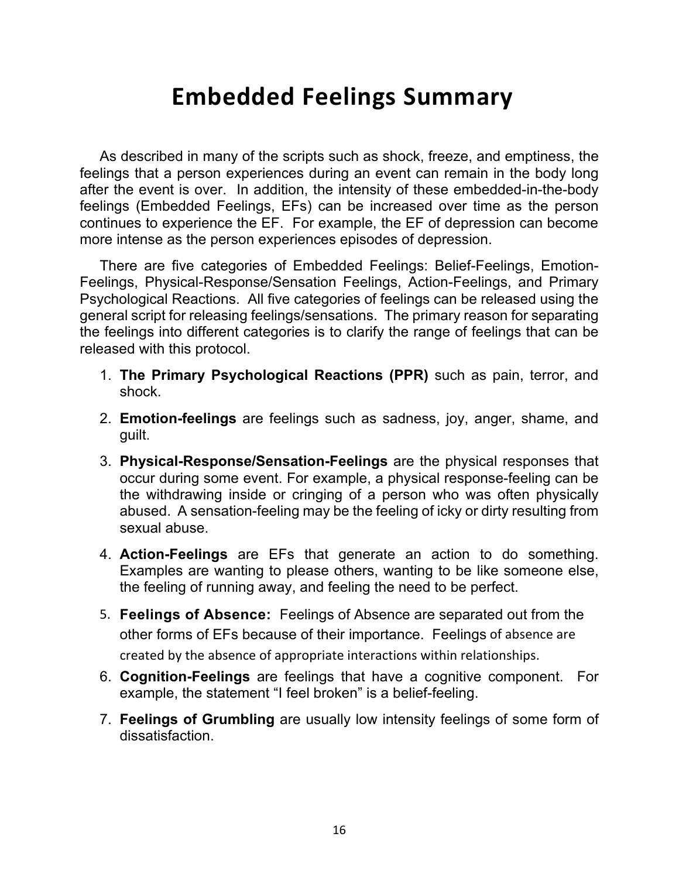# Embedded Feelings Summary

As described in many of the scripts such as shock, freeze, and emptiness, the feelings that a person experiences during an event can remain in the body long after the event is over. In addition, the intensity of these embedded-in-the-body feelings (Embedded Feelings, EFs) can be increased over time as the person continues to experience the EF. For example, the EF of depression can become more intense as the person experiences episodes of depression.

There are five categories of Embedded Feelings: Belief-Feelings, Emotion-Feelings, Physical-Response/Sensation Feelings, Action-Feelings, and Primary Psychological Reactions. All five categories of feelings can be released using the general script for releasing feelings/sensations. The primary reason for separating the feelings into different categories is to clarify the range of feelings that can be released with this protocol.

1. **The Primary Psychological Reactions (PPR)** such as pain, terror, and shock.
2. **Emotion-feelings** are feelings such as sadness, joy, anger, shame, and guilt.
3. **Physical-Response/Sensation-Feelings** are the physical responses that occur during some event. For example, a physical response-feeling can be the withdrawing inside or cringing of a person who was often physically abused. A sensation-feeling may be the feeling of icky or dirty resulting from sexual abuse.
4. **Action-Feelings** are EFs that generate an action to do something. Examples are wanting to please others, wanting to be like someone else, the feeling of running away, and feeling the need to be perfect.
5. **Feelings of Absence:** Feelings of Absence are separated out from the other forms of EFs because of their importance. Feelings of absence are created by the absence of appropriate interactions within relationships.
6. **Cognition-Feelings** are feelings that have a cognitive component. For example, the statement "I feel broken" is a belief-feeling.
7. **Feelings of Grumbling** are usually low intensity feelings of some form of dissatisfaction.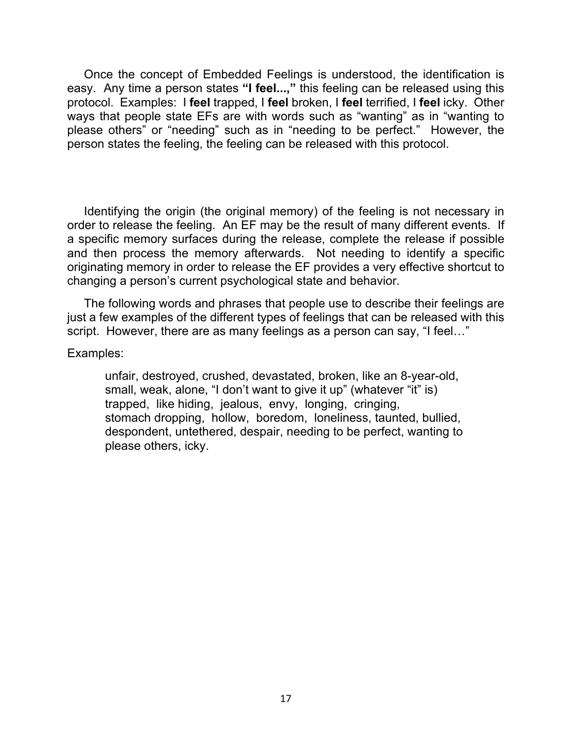Once the concept of Embedded Feelings is understood, the identification is easy. Any time a person states **"I feel...,"** this feeling can be released using this protocol. Examples: I **feel** trapped, I **feel** broken, I **feel** terrified, I **feel** icky. Other ways that people state EFs are with words such as "wanting" as in "wanting to please others" or "needing" such as in "needing to be perfect." However, the person states the feeling, the feeling can be released with this protocol.

Identifying the origin (the original memory) of the feeling is not necessary in order to release the feeling. An EF may be the result of many different events. If a specific memory surfaces during the release, complete the release if possible and then process the memory afterwards. Not needing to identify a specific originating memory in order to release the EF provides a very effective shortcut to changing a person's current psychological state and behavior.

The following words and phrases that people use to describe their feelings are just a few examples of the different types of feelings that can be released with this script. However, there are as many feelings as a person can say, "I feel…"

Examples:

> unfair, destroyed, crushed, devastated, broken, like an 8-year-old, small, weak, alone, "I don't want to give it up" (whatever "it" is) trapped, like hiding, jealous, envy, longing, cringing, stomach dropping, hollow, boredom, loneliness, taunted, bullied, despondent, untethered, despair, needing to be perfect, wanting to please others, icky.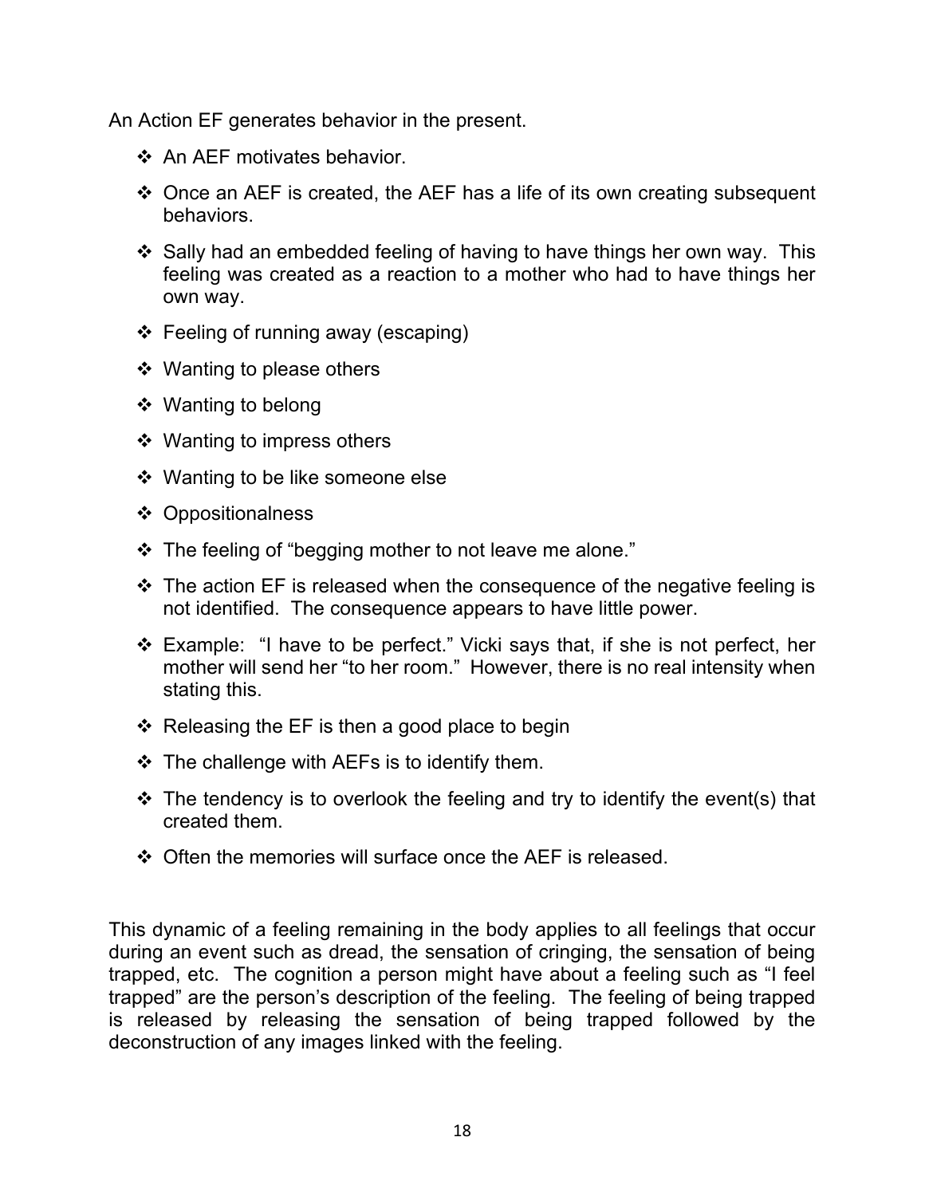An Action EF generates behavior in the present.

- An AEF motivates behavior.
- Once an AEF is created, the AEF has a life of its own creating subsequent behaviors.
- Sally had an embedded feeling of having to have things her own way. This feeling was created as a reaction to a mother who had to have things her own way.
- Feeling of running away (escaping)
- Wanting to please others
- Wanting to belong
- Wanting to impress others
- Wanting to be like someone else
- Oppositionalness
- The feeling of "begging mother to not leave me alone."
- The action EF is released when the consequence of the negative feeling is not identified. The consequence appears to have little power.
- Example: "I have to be perfect." Vicki says that, if she is not perfect, her mother will send her "to her room." However, there is no real intensity when stating this.
- Releasing the EF is then a good place to begin
- The challenge with AEFs is to identify them.
- The tendency is to overlook the feeling and try to identify the event(s) that created them.
- Often the memories will surface once the AEF is released.

This dynamic of a feeling remaining in the body applies to all feelings that occur during an event such as dread, the sensation of cringing, the sensation of being trapped, etc. The cognition a person might have about a feeling such as "I feel trapped" are the person's description of the feeling. The feeling of being trapped is released by releasing the sensation of being trapped followed by the deconstruction of any images linked with the feeling.